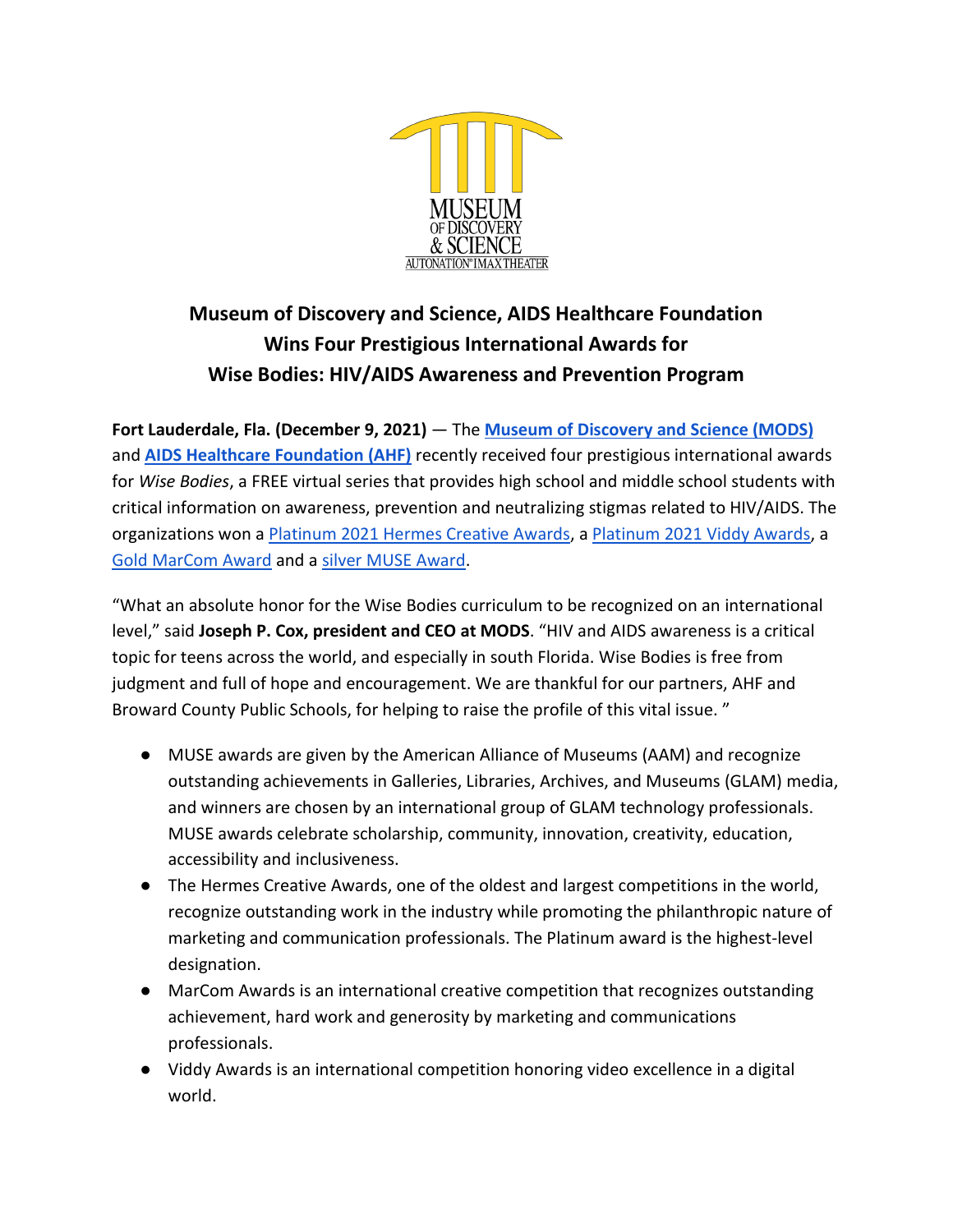MUSEUM OF DISCOVERY & SCIENCE
AUTONATION® IMAX THEATER

# Museum of Discovery and Science, AIDS Healthcare Foundation Wins Four Prestigious International Awards for Wise Bodies: HIV/AIDS Awareness and Prevention Program

**Fort Lauderdale, Fla. (December 9, 2021)** — The **Museum of Discovery and Science (MODS)** and **AIDS Healthcare Foundation (AHF)** recently received four prestigious international awards for *Wise Bodies*, a FREE virtual series that provides high school and middle school students with critical information on awareness, prevention and neutralizing stigmas related to HIV/AIDS. The organizations won a Platinum 2021 Hermes Creative Awards, a Platinum 2021 Viddy Awards, a Gold MarCom Award and a silver MUSE Award.

"What an absolute honor for the Wise Bodies curriculum to be recognized on an international level," said **Joseph P. Cox, president and CEO at MODS**. "HIV and AIDS awareness is a critical topic for teens across the world, and especially in south Florida. Wise Bodies is free from judgment and full of hope and encouragement. We are thankful for our partners, AHF and Broward County Public Schools, for helping to raise the profile of this vital issue. "

- MUSE awards are given by the American Alliance of Museums (AAM) and recognize outstanding achievements in Galleries, Libraries, Archives, and Museums (GLAM) media, and winners are chosen by an international group of GLAM technology professionals. MUSE awards celebrate scholarship, community, innovation, creativity, education, accessibility and inclusiveness.
- The Hermes Creative Awards, one of the oldest and largest competitions in the world, recognize outstanding work in the industry while promoting the philanthropic nature of marketing and communication professionals. The Platinum award is the highest-level designation.
- MarCom Awards is an international creative competition that recognizes outstanding achievement, hard work and generosity by marketing and communications professionals.
- Viddy Awards is an international competition honoring video excellence in a digital world.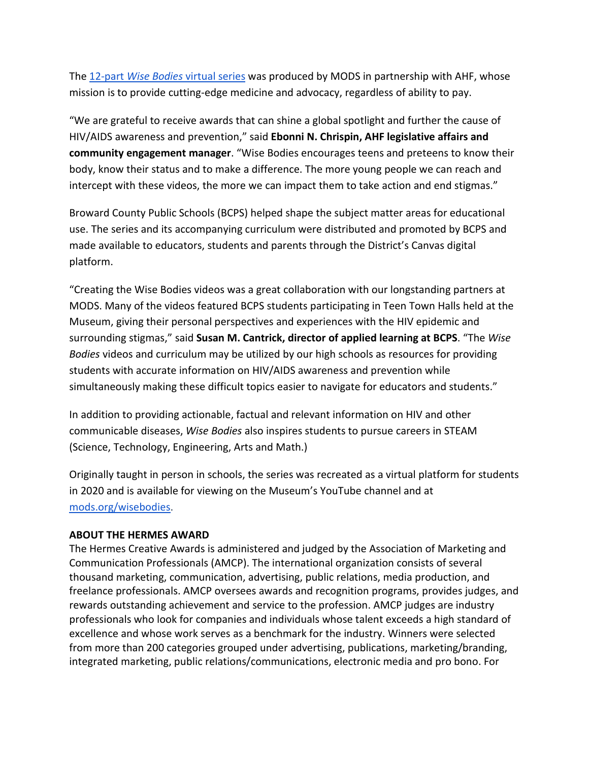The [12-part *Wise Bodies* virtual series](#) was produced by MODS in partnership with AHF, whose mission is to provide cutting-edge medicine and advocacy, regardless of ability to pay.

"We are grateful to receive awards that can shine a global spotlight and further the cause of HIV/AIDS awareness and prevention," said **Ebonni N. Chrispin, AHF legislative affairs and community engagement manager**. "Wise Bodies encourages teens and preteens to know their body, know their status and to make a difference. The more young people we can reach and intercept with these videos, the more we can impact them to take action and end stigmas."

Broward County Public Schools (BCPS) helped shape the subject matter areas for educational use. The series and its accompanying curriculum were distributed and promoted by BCPS and made available to educators, students and parents through the District's Canvas digital platform.

"Creating the Wise Bodies videos was a great collaboration with our longstanding partners at MODS. Many of the videos featured BCPS students participating in Teen Town Halls held at the Museum, giving their personal perspectives and experiences with the HIV epidemic and surrounding stigmas," said **Susan M. Cantrick, director of applied learning at BCPS**. "The *Wise Bodies* videos and curriculum may be utilized by our high schools as resources for providing students with accurate information on HIV/AIDS awareness and prevention while simultaneously making these difficult topics easier to navigate for educators and students."

In addition to providing actionable, factual and relevant information on HIV and other communicable diseases, *Wise Bodies* also inspires students to pursue careers in STEAM (Science, Technology, Engineering, Arts and Math.)

Originally taught in person in schools, the series was recreated as a virtual platform for students in 2020 and is available for viewing on the Museum's YouTube channel and at [mods.org/wisebodies](#).

**ABOUT THE HERMES AWARD**

The Hermes Creative Awards is administered and judged by the Association of Marketing and Communication Professionals (AMCP). The international organization consists of several thousand marketing, communication, advertising, public relations, media production, and freelance professionals. AMCP oversees awards and recognition programs, provides judges, and rewards outstanding achievement and service to the profession. AMCP judges are industry professionals who look for companies and individuals whose talent exceeds a high standard of excellence and whose work serves as a benchmark for the industry. Winners were selected from more than 200 categories grouped under advertising, publications, marketing/branding, integrated marketing, public relations/communications, electronic media and pro bono. For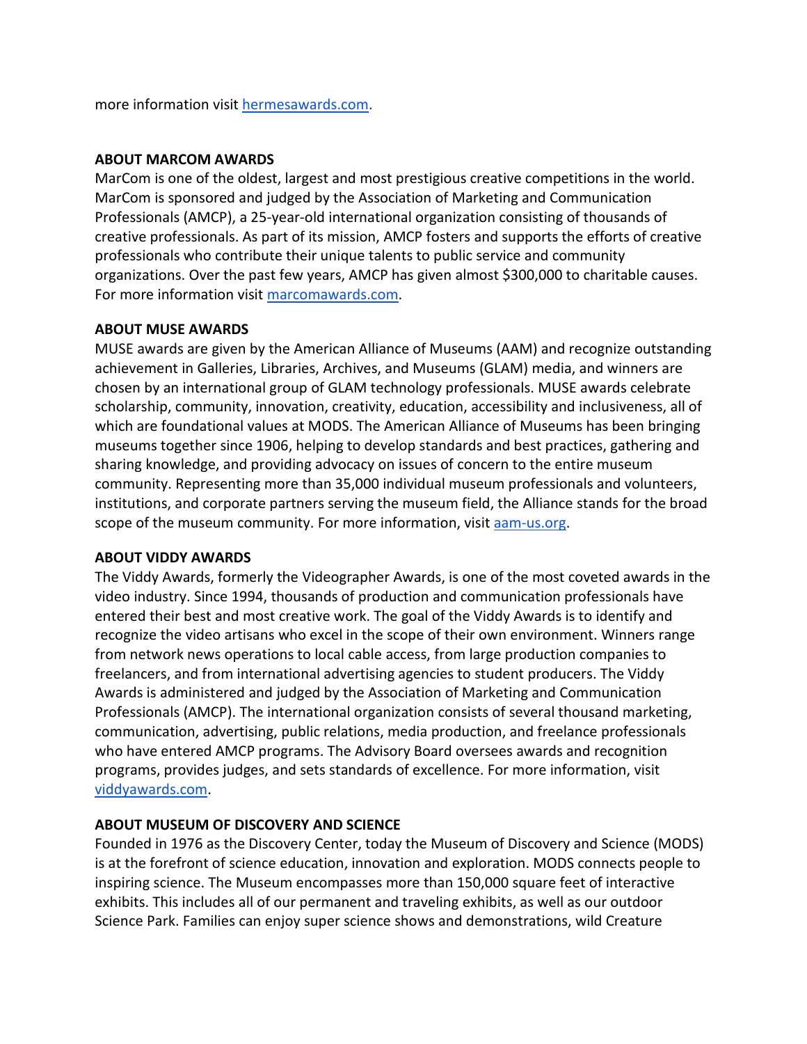more information visit [hermesawards.com](hermesawards.com).

**ABOUT MARCOM AWARDS**
MarCom is one of the oldest, largest and most prestigious creative competitions in the world. MarCom is sponsored and judged by the Association of Marketing and Communication Professionals (AMCP), a 25-year-old international organization consisting of thousands of creative professionals. As part of its mission, AMCP fosters and supports the efforts of creative professionals who contribute their unique talents to public service and community organizations. Over the past few years, AMCP has given almost $300,000 to charitable causes. For more information visit [marcomawards.com](marcomawards.com).

**ABOUT MUSE AWARDS**
MUSE awards are given by the American Alliance of Museums (AAM) and recognize outstanding achievement in Galleries, Libraries, Archives, and Museums (GLAM) media, and winners are chosen by an international group of GLAM technology professionals. MUSE awards celebrate scholarship, community, innovation, creativity, education, accessibility and inclusiveness, all of which are foundational values at MODS. The American Alliance of Museums has been bringing museums together since 1906, helping to develop standards and best practices, gathering and sharing knowledge, and providing advocacy on issues of concern to the entire museum community. Representing more than 35,000 individual museum professionals and volunteers, institutions, and corporate partners serving the museum field, the Alliance stands for the broad scope of the museum community. For more information, visit [aam-us.org](aam-us.org).

**ABOUT VIDDY AWARDS**
The Viddy Awards, formerly the Videographer Awards, is one of the most coveted awards in the video industry. Since 1994, thousands of production and communication professionals have entered their best and most creative work. The goal of the Viddy Awards is to identify and recognize the video artisans who excel in the scope of their own environment. Winners range from network news operations to local cable access, from large production companies to freelancers, and from international advertising agencies to student producers. The Viddy Awards is administered and judged by the Association of Marketing and Communication Professionals (AMCP). The international organization consists of several thousand marketing, communication, advertising, public relations, media production, and freelance professionals who have entered AMCP programs. The Advisory Board oversees awards and recognition programs, provides judges, and sets standards of excellence. For more information, visit [viddyawards.com](viddyawards.com).

**ABOUT MUSEUM OF DISCOVERY AND SCIENCE**
Founded in 1976 as the Discovery Center, today the Museum of Discovery and Science (MODS) is at the forefront of science education, innovation and exploration. MODS connects people to inspiring science. The Museum encompasses more than 150,000 square feet of interactive exhibits. This includes all of our permanent and traveling exhibits, as well as our outdoor Science Park. Families can enjoy super science shows and demonstrations, wild Creature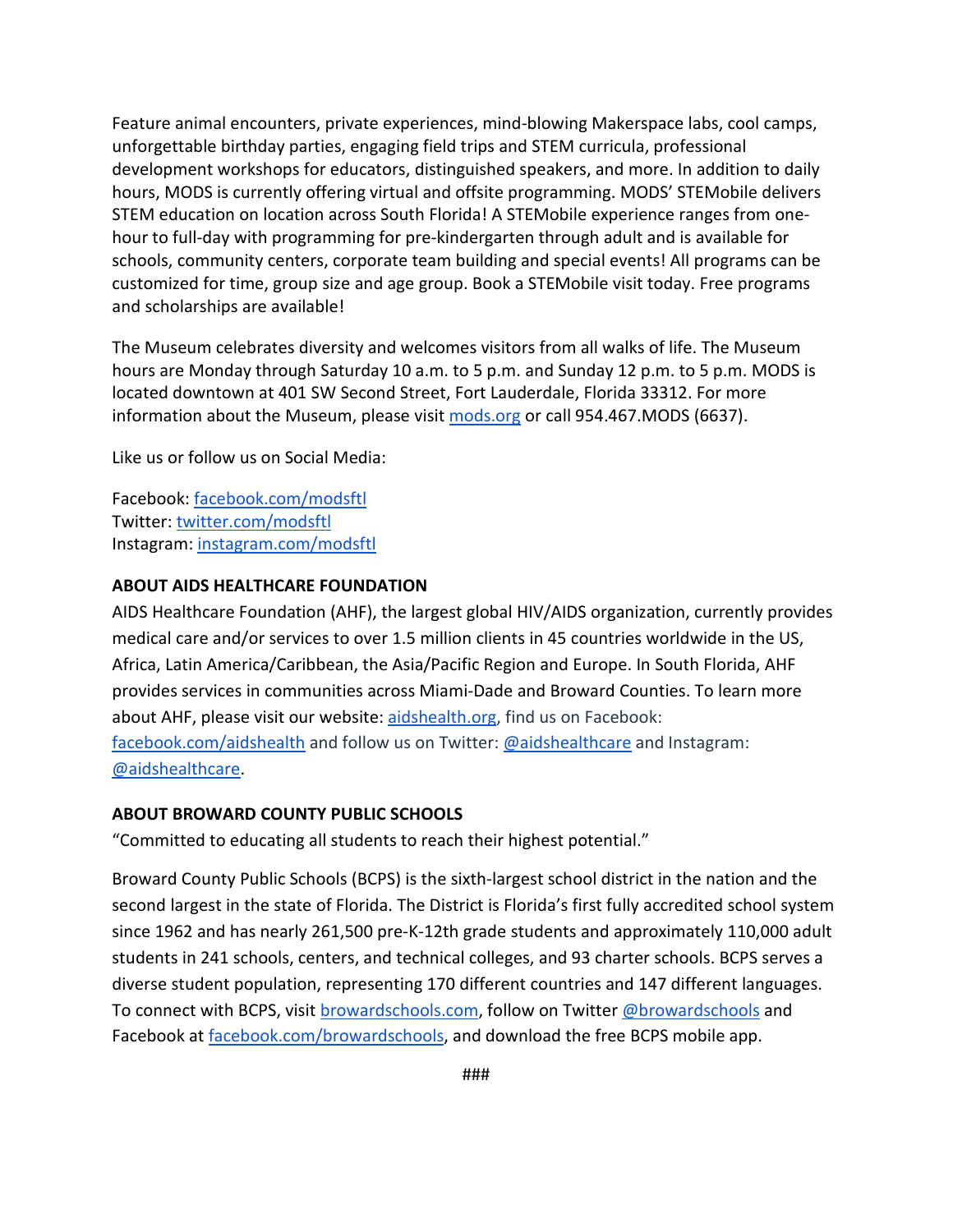Feature animal encounters, private experiences, mind-blowing Makerspace labs, cool camps, unforgettable birthday parties, engaging field trips and STEM curricula, professional development workshops for educators, distinguished speakers, and more. In addition to daily hours, MODS is currently offering virtual and offsite programming. MODS' STEMobile delivers STEM education on location across South Florida! A STEMobile experience ranges from one-hour to full-day with programming for pre-kindergarten through adult and is available for schools, community centers, corporate team building and special events! All programs can be customized for time, group size and age group. Book a STEMobile visit today. Free programs and scholarships are available!

The Museum celebrates diversity and welcomes visitors from all walks of life. The Museum hours are Monday through Saturday 10 a.m. to 5 p.m. and Sunday 12 p.m. to 5 p.m. MODS is located downtown at 401 SW Second Street, Fort Lauderdale, Florida 33312. For more information about the Museum, please visit mods.org or call 954.467.MODS (6637).

Like us or follow us on Social Media:

Facebook: facebook.com/modsftl
Twitter: twitter.com/modsftl
Instagram: instagram.com/modsftl

**ABOUT AIDS HEALTHCARE FOUNDATION**

AIDS Healthcare Foundation (AHF), the largest global HIV/AIDS organization, currently provides medical care and/or services to over 1.5 million clients in 45 countries worldwide in the US, Africa, Latin America/Caribbean, the Asia/Pacific Region and Europe. In South Florida, AHF provides services in communities across Miami-Dade and Broward Counties. To learn more about AHF, please visit our website: aidshealth.org, find us on Facebook: facebook.com/aidshealth and follow us on Twitter: @aidshealthcare and Instagram: @aidshealthcare.

**ABOUT BROWARD COUNTY PUBLIC SCHOOLS**

"Committed to educating all students to reach their highest potential."

Broward County Public Schools (BCPS) is the sixth-largest school district in the nation and the second largest in the state of Florida. The District is Florida's first fully accredited school system since 1962 and has nearly 261,500 pre-K-12th grade students and approximately 110,000 adult students in 241 schools, centers, and technical colleges, and 93 charter schools. BCPS serves a diverse student population, representing 170 different countries and 147 different languages. To connect with BCPS, visit browardschools.com, follow on Twitter @browardschools and Facebook at facebook.com/browardschools, and download the free BCPS mobile app.

###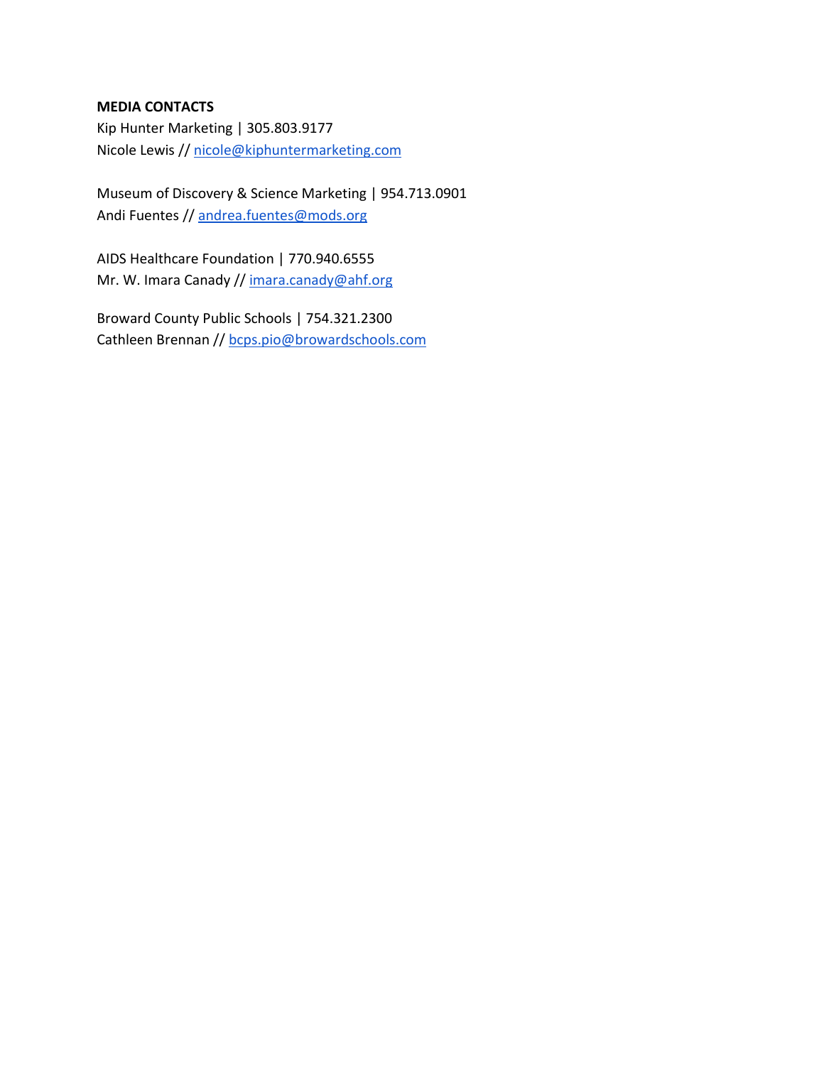**MEDIA CONTACTS**

Kip Hunter Marketing | 305.803.9177
Nicole Lewis // nicole@kiphuntermarketing.com

Museum of Discovery & Science Marketing | 954.713.0901
Andi Fuentes // andrea.fuentes@mods.org

AIDS Healthcare Foundation | 770.940.6555
Mr. W. Imara Canady // imara.canady@ahf.org

Broward County Public Schools | 754.321.2300
Cathleen Brennan // bcps.pio@browardschools.com